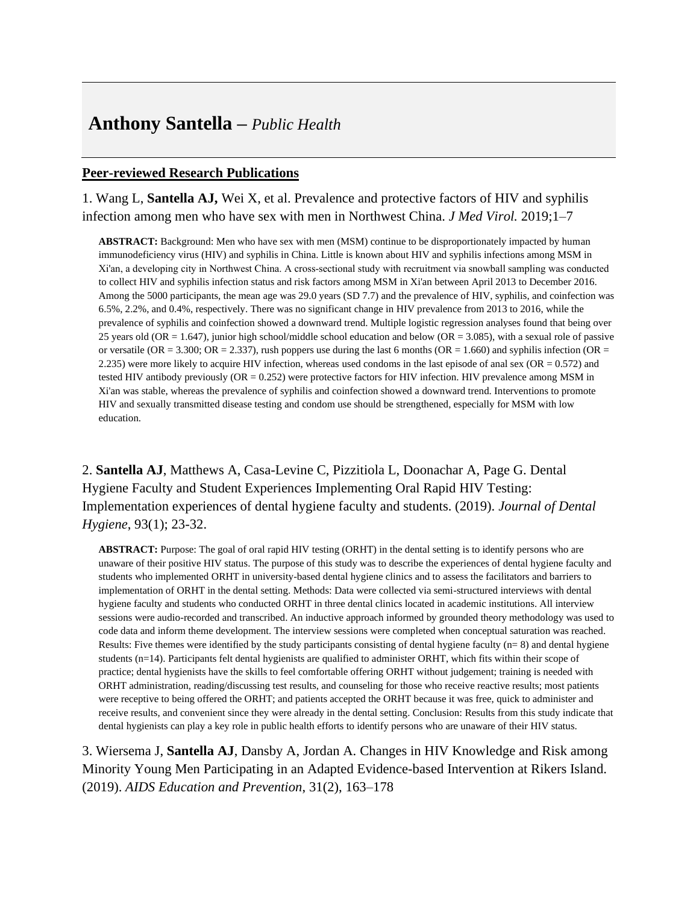# **Anthony Santella** – *Public Health*

## Peer-reviewed Research Publications

1. Wang L, **Santella AJ,** Wei X, et al. Prevalence and protective factors of HIV and syphilis infection among men who have sex with men in Northwest China. *J Med Virol.* 2019;1–7

> **ABSTRACT:** Background: Men who have sex with men (MSM) continue to be disproportionately impacted by human immunodeficiency virus (HIV) and syphilis in China. Little is known about HIV and syphilis infections among MSM in Xi'an, a developing city in Northwest China. A cross-sectional study with recruitment via snowball sampling was conducted to collect HIV and syphilis infection status and risk factors among MSM in Xi'an between April 2013 to December 2016. Among the 5000 participants, the mean age was 29.0 years (SD 7.7) and the prevalence of HIV, syphilis, and coinfection was 6.5%, 2.2%, and 0.4%, respectively. There was no significant change in HIV prevalence from 2013 to 2016, while the prevalence of syphilis and coinfection showed a downward trend. Multiple logistic regression analyses found that being over 25 years old (OR = 1.647), junior high school/middle school education and below (OR = 3.085), with a sexual role of passive or versatile (OR = 3.300; OR = 2.337), rush poppers use during the last 6 months (OR = 1.660) and syphilis infection (OR = 2.235) were more likely to acquire HIV infection, whereas used condoms in the last episode of anal sex (OR = 0.572) and tested HIV antibody previously (OR = 0.252) were protective factors for HIV infection. HIV prevalence among MSM in Xi'an was stable, whereas the prevalence of syphilis and coinfection showed a downward trend. Interventions to promote HIV and sexually transmitted disease testing and condom use should be strengthened, especially for MSM with low education.

2. **Santella AJ**, Matthews A, Casa-Levine C, Pizzitiola L, Doonachar A, Page G. Dental Hygiene Faculty and Student Experiences Implementing Oral Rapid HIV Testing: Implementation experiences of dental hygiene faculty and students. (2019). *Journal of Dental Hygiene*, 93(1); 23-32.

> **ABSTRACT:** Purpose: The goal of oral rapid HIV testing (ORHT) in the dental setting is to identify persons who are unaware of their positive HIV status. The purpose of this study was to describe the experiences of dental hygiene faculty and students who implemented ORHT in university-based dental hygiene clinics and to assess the facilitators and barriers to implementation of ORHT in the dental setting. Methods: Data were collected via semi-structured interviews with dental hygiene faculty and students who conducted ORHT in three dental clinics located in academic institutions. All interview sessions were audio-recorded and transcribed. An inductive approach informed by grounded theory methodology was used to code data and inform theme development. The interview sessions were completed when conceptual saturation was reached. Results: Five themes were identified by the study participants consisting of dental hygiene faculty (n= 8) and dental hygiene students (n=14). Participants felt dental hygienists are qualified to administer ORHT, which fits within their scope of practice; dental hygienists have the skills to feel comfortable offering ORHT without judgement; training is needed with ORHT administration, reading/discussing test results, and counseling for those who receive reactive results; most patients were receptive to being offered the ORHT; and patients accepted the ORHT because it was free, quick to administer and receive results, and convenient since they were already in the dental setting. Conclusion: Results from this study indicate that dental hygienists can play a key role in public health efforts to identify persons who are unaware of their HIV status.

3. Wiersema J, **Santella AJ**, Dansby A, Jordan A. Changes in HIV Knowledge and Risk among Minority Young Men Participating in an Adapted Evidence-based Intervention at Rikers Island. (2019). *AIDS Education and Prevention*, 31(2), 163–178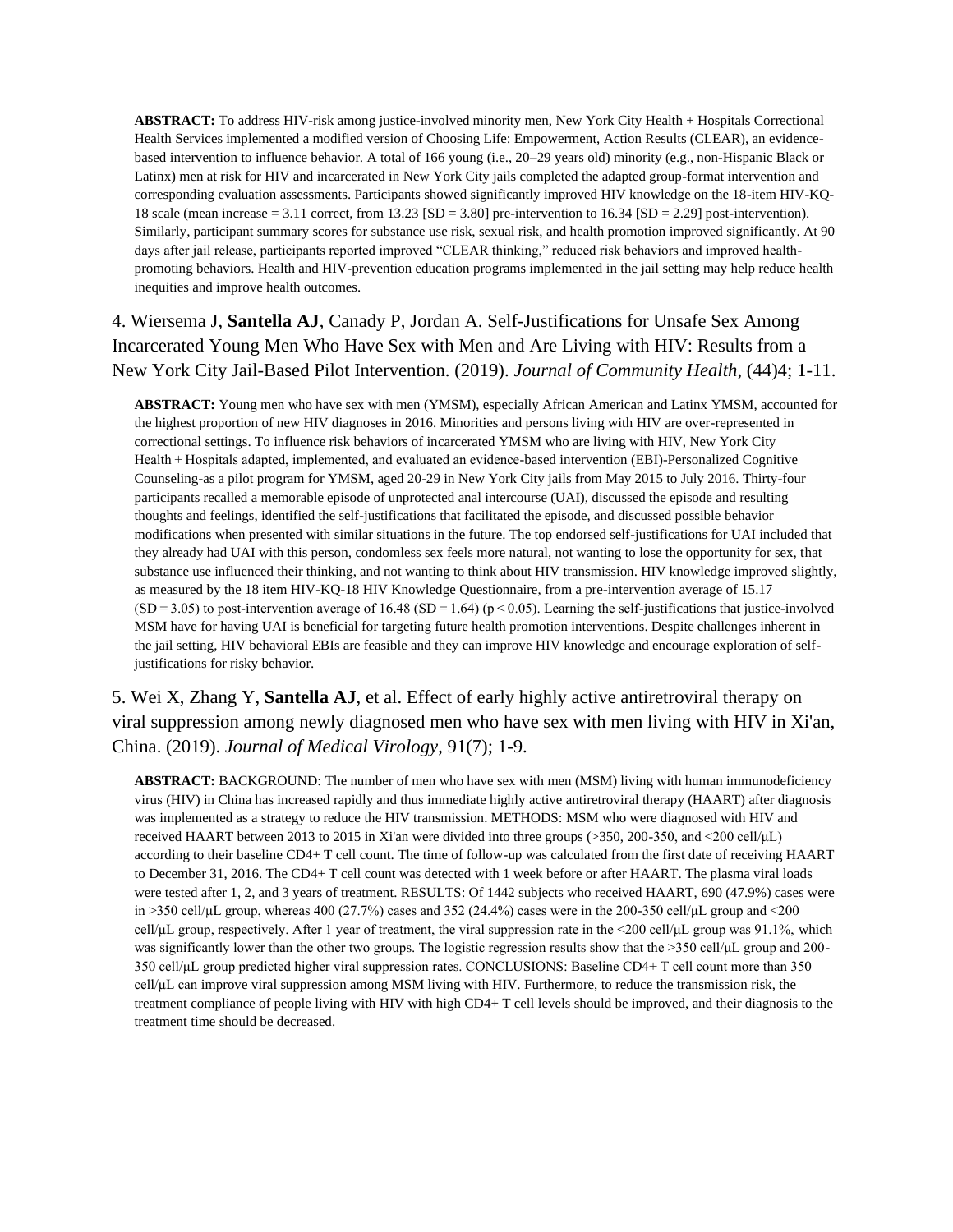**ABSTRACT:** To address HIV-risk among justice-involved minority men, New York City Health + Hospitals Correctional Health Services implemented a modified version of Choosing Life: Empowerment, Action Results (CLEAR), an evidence-based intervention to influence behavior. A total of 166 young (i.e., 20–29 years old) minority (e.g., non-Hispanic Black or Latinx) men at risk for HIV and incarcerated in New York City jails completed the adapted group-format intervention and corresponding evaluation assessments. Participants showed significantly improved HIV knowledge on the 18-item HIV-KQ-18 scale (mean increase = 3.11 correct, from 13.23 [SD = 3.80] pre-intervention to 16.34 [SD = 2.29] post-intervention). Similarly, participant summary scores for substance use risk, sexual risk, and health promotion improved significantly. At 90 days after jail release, participants reported improved "CLEAR thinking," reduced risk behaviors and improved health-promoting behaviors. Health and HIV-prevention education programs implemented in the jail setting may help reduce health inequities and improve health outcomes.

4. Wiersema J, **Santella AJ**, Canady P, Jordan A. Self-Justifications for Unsafe Sex Among Incarcerated Young Men Who Have Sex with Men and Are Living with HIV: Results from a New York City Jail-Based Pilot Intervention. (2019). *Journal of Community Health*, (44)4; 1-11.

**ABSTRACT:** Young men who have sex with men (YMSM), especially African American and Latinx YMSM, accounted for the highest proportion of new HIV diagnoses in 2016. Minorities and persons living with HIV are over-represented in correctional settings. To influence risk behaviors of incarcerated YMSM who are living with HIV, New York City Health + Hospitals adapted, implemented, and evaluated an evidence-based intervention (EBI)-Personalized Cognitive Counseling-as a pilot program for YMSM, aged 20-29 in New York City jails from May 2015 to July 2016. Thirty-four participants recalled a memorable episode of unprotected anal intercourse (UAI), discussed the episode and resulting thoughts and feelings, identified the self-justifications that facilitated the episode, and discussed possible behavior modifications when presented with similar situations in the future. The top endorsed self-justifications for UAI included that they already had UAI with this person, condomless sex feels more natural, not wanting to lose the opportunity for sex, that substance use influenced their thinking, and not wanting to think about HIV transmission. HIV knowledge improved slightly, as measured by the 18 item HIV-KQ-18 HIV Knowledge Questionnaire, from a pre-intervention average of 15.17 (SD = 3.05) to post-intervention average of 16.48 (SD = 1.64) ($p < 0.05$). Learning the self-justifications that justice-involved MSM have for having UAI is beneficial for targeting future health promotion interventions. Despite challenges inherent in the jail setting, HIV behavioral EBIs are feasible and they can improve HIV knowledge and encourage exploration of self-justifications for risky behavior.

5. Wei X, Zhang Y, **Santella AJ**, et al. Effect of early highly active antiretroviral therapy on viral suppression among newly diagnosed men who have sex with men living with HIV in Xi'an, China. (2019). *Journal of Medical Virology*, 91(7); 1-9.

**ABSTRACT:** BACKGROUND: The number of men who have sex with men (MSM) living with human immunodeficiency virus (HIV) in China has increased rapidly and thus immediate highly active antiretroviral therapy (HAART) after diagnosis was implemented as a strategy to reduce the HIV transmission. METHODS: MSM who were diagnosed with HIV and received HAART between 2013 to 2015 in Xi'an were divided into three groups (>350, 200-350, and <200 cell/μL) according to their baseline CD4+ T cell count. The time of follow-up was calculated from the first date of receiving HAART to December 31, 2016. The CD4+ T cell count was detected with 1 week before or after HAART. The plasma viral loads were tested after 1, 2, and 3 years of treatment. RESULTS: Of 1442 subjects who received HAART, 690 (47.9%) cases were in >350 cell/μL group, whereas 400 (27.7%) cases and 352 (24.4%) cases were in the 200-350 cell/μL group and <200 cell/μL group, respectively. After 1 year of treatment, the viral suppression rate in the <200 cell/μL group was 91.1%, which was significantly lower than the other two groups. The logistic regression results show that the >350 cell/μL group and 200-350 cell/μL group predicted higher viral suppression rates. CONCLUSIONS: Baseline CD4+ T cell count more than 350 cell/μL can improve viral suppression among MSM living with HIV. Furthermore, to reduce the transmission risk, the treatment compliance of people living with HIV with high CD4+ T cell levels should be improved, and their diagnosis to the treatment time should be decreased.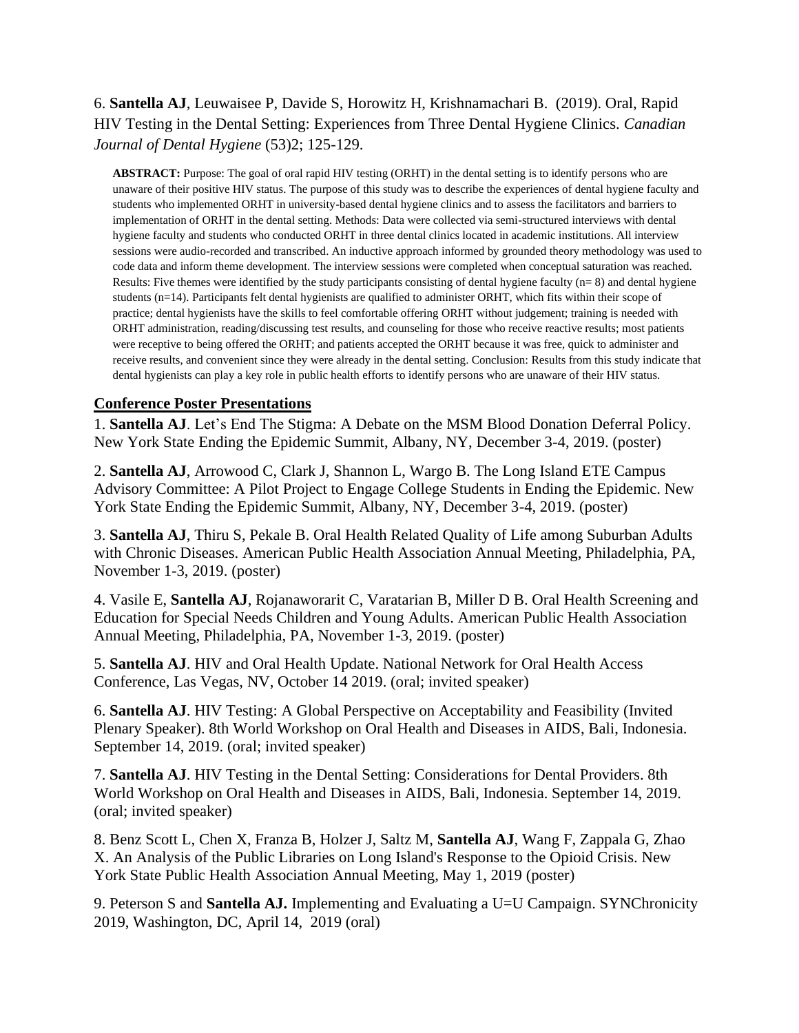6. **Santella AJ**, Leuwaisee P, Davide S, Horowitz H, Krishnamachari B. (2019). Oral, Rapid HIV Testing in the Dental Setting: Experiences from Three Dental Hygiene Clinics. *Canadian Journal of Dental Hygiene* (53)2; 125-129.

> **ABSTRACT:** Purpose: The goal of oral rapid HIV testing (ORHT) in the dental setting is to identify persons who are unaware of their positive HIV status. The purpose of this study was to describe the experiences of dental hygiene faculty and students who implemented ORHT in university-based dental hygiene clinics and to assess the facilitators and barriers to implementation of ORHT in the dental setting. Methods: Data were collected via semi-structured interviews with dental hygiene faculty and students who conducted ORHT in three dental clinics located in academic institutions. All interview sessions were audio-recorded and transcribed. An inductive approach informed by grounded theory methodology was used to code data and inform theme development. The interview sessions were completed when conceptual saturation was reached. Results: Five themes were identified by the study participants consisting of dental hygiene faculty (n= 8) and dental hygiene students (n=14). Participants felt dental hygienists are qualified to administer ORHT, which fits within their scope of practice; dental hygienists have the skills to feel comfortable offering ORHT without judgement; training is needed with ORHT administration, reading/discussing test results, and counseling for those who receive reactive results; most patients were receptive to being offered the ORHT; and patients accepted the ORHT because it was free, quick to administer and receive results, and convenient since they were already in the dental setting. Conclusion: Results from this study indicate that dental hygienists can play a key role in public health efforts to identify persons who are unaware of their HIV status.

## Conference Poster Presentations

1. **Santella AJ**. Let's End The Stigma: A Debate on the MSM Blood Donation Deferral Policy. New York State Ending the Epidemic Summit, Albany, NY, December 3-4, 2019. (poster)

2. **Santella AJ**, Arrowood C, Clark J, Shannon L, Wargo B. The Long Island ETE Campus Advisory Committee: A Pilot Project to Engage College Students in Ending the Epidemic. New York State Ending the Epidemic Summit, Albany, NY, December 3-4, 2019. (poster)

3. **Santella AJ**, Thiru S, Pekale B. Oral Health Related Quality of Life among Suburban Adults with Chronic Diseases. American Public Health Association Annual Meeting, Philadelphia, PA, November 1-3, 2019. (poster)

4. Vasile E, **Santella AJ**, Rojanaworarit C, Varatarian B, Miller D B. Oral Health Screening and Education for Special Needs Children and Young Adults. American Public Health Association Annual Meeting, Philadelphia, PA, November 1-3, 2019. (poster)

5. **Santella AJ**. HIV and Oral Health Update. National Network for Oral Health Access Conference, Las Vegas, NV, October 14 2019. (oral; invited speaker)

6. **Santella AJ**. HIV Testing: A Global Perspective on Acceptability and Feasibility (Invited Plenary Speaker). 8th World Workshop on Oral Health and Diseases in AIDS, Bali, Indonesia. September 14, 2019. (oral; invited speaker)

7. **Santella AJ**. HIV Testing in the Dental Setting: Considerations for Dental Providers. 8th World Workshop on Oral Health and Diseases in AIDS, Bali, Indonesia. September 14, 2019. (oral; invited speaker)

8. Benz Scott L, Chen X, Franza B, Holzer J, Saltz M, **Santella AJ**, Wang F, Zappala G, Zhao X. An Analysis of the Public Libraries on Long Island's Response to the Opioid Crisis. New York State Public Health Association Annual Meeting, May 1, 2019 (poster)

9. Peterson S and **Santella AJ.** Implementing and Evaluating a U=U Campaign. SYNChronicity 2019, Washington, DC, April 14, 2019 (oral)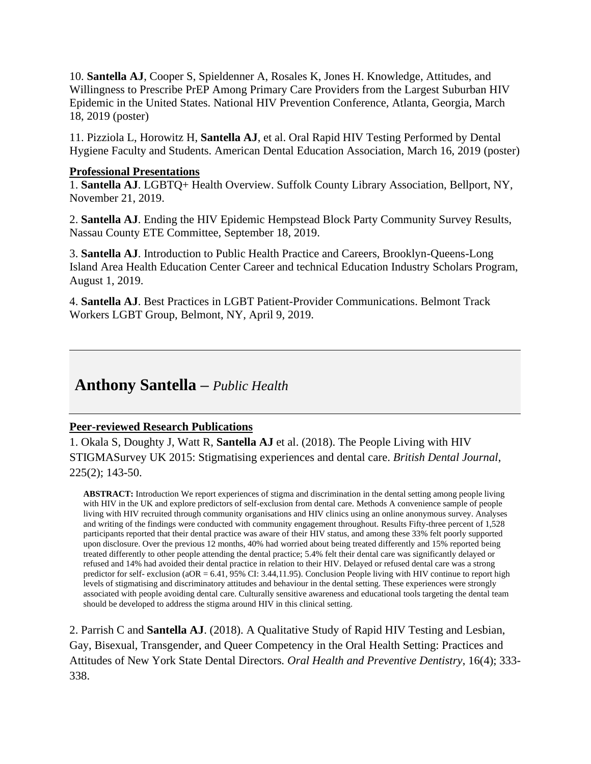10. **Santella AJ**, Cooper S, Spieldenner A, Rosales K, Jones H. Knowledge, Attitudes, and Willingness to Prescribe PrEP Among Primary Care Providers from the Largest Suburban HIV Epidemic in the United States. National HIV Prevention Conference, Atlanta, Georgia, March 18, 2019 (poster)

11. Pizziola L, Horowitz H, **Santella AJ**, et al. Oral Rapid HIV Testing Performed by Dental Hygiene Faculty and Students. American Dental Education Association, March 16, 2019 (poster)

**Professional Presentations**

1. **Santella AJ**. LGBTQ+ Health Overview. Suffolk County Library Association, Bellport, NY, November 21, 2019.

2. **Santella AJ**. Ending the HIV Epidemic Hempstead Block Party Community Survey Results, Nassau County ETE Committee, September 18, 2019.

3. **Santella AJ**. Introduction to Public Health Practice and Careers, Brooklyn-Queens-Long Island Area Health Education Center Career and technical Education Industry Scholars Program, August 1, 2019.

4. **Santella AJ**. Best Practices in LGBT Patient-Provider Communications. Belmont Track Workers LGBT Group, Belmont, NY, April 9, 2019.

---

## Anthony Santella – *Public Health*

**Peer-reviewed Research Publications**

1. Okala S, Doughty J, Watt R, **Santella AJ** et al. (2018). The People Living with HIV STIGMASurvey UK 2015: Stigmatising experiences and dental care. *British Dental Journal*, 225(2); 143-50.

> **ABSTRACT:** Introduction We report experiences of stigma and discrimination in the dental setting among people living with HIV in the UK and explore predictors of self-exclusion from dental care. Methods A convenience sample of people living with HIV recruited through community organisations and HIV clinics using an online anonymous survey. Analyses and writing of the findings were conducted with community engagement throughout. Results Fifty-three percent of 1,528 participants reported that their dental practice was aware of their HIV status, and among these 33% felt poorly supported upon disclosure. Over the previous 12 months, 40% had worried about being treated differently and 15% reported being treated differently to other people attending the dental practice; 5.4% felt their dental care was significantly delayed or refused and 14% had avoided their dental practice in relation to their HIV. Delayed or refused dental care was a strong predictor for self- exclusion (aOR = 6.41, 95% CI: 3.44,11.95). Conclusion People living with HIV continue to report high levels of stigmatising and discriminatory attitudes and behaviour in the dental setting. These experiences were strongly associated with people avoiding dental care. Culturally sensitive awareness and educational tools targeting the dental team should be developed to address the stigma around HIV in this clinical setting.

2. Parrish C and **Santella AJ**. (2018). A Qualitative Study of Rapid HIV Testing and Lesbian, Gay, Bisexual, Transgender, and Queer Competency in the Oral Health Setting: Practices and Attitudes of New York State Dental Directors. *Oral Health and Preventive Dentistry*, 16(4); 333-338.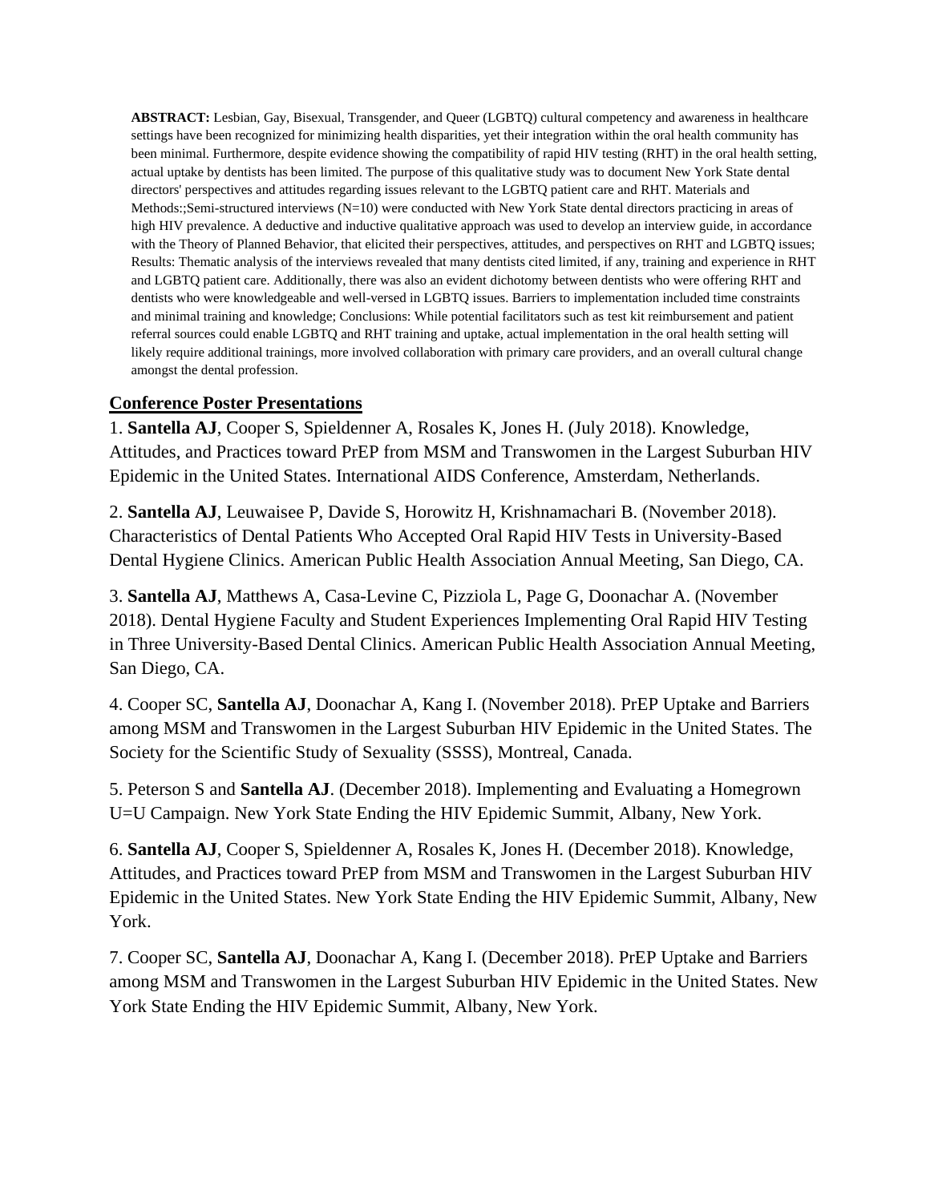**ABSTRACT:** Lesbian, Gay, Bisexual, Transgender, and Queer (LGBTQ) cultural competency and awareness in healthcare settings have been recognized for minimizing health disparities, yet their integration within the oral health community has been minimal. Furthermore, despite evidence showing the compatibility of rapid HIV testing (RHT) in the oral health setting, actual uptake by dentists has been limited. The purpose of this qualitative study was to document New York State dental directors' perspectives and attitudes regarding issues relevant to the LGBTQ patient care and RHT. Materials and Methods:;Semi-structured interviews (N=10) were conducted with New York State dental directors practicing in areas of high HIV prevalence. A deductive and inductive qualitative approach was used to develop an interview guide, in accordance with the Theory of Planned Behavior, that elicited their perspectives, attitudes, and perspectives on RHT and LGBTQ issues; Results: Thematic analysis of the interviews revealed that many dentists cited limited, if any, training and experience in RHT and LGBTQ patient care. Additionally, there was also an evident dichotomy between dentists who were offering RHT and dentists who were knowledgeable and well-versed in LGBTQ issues. Barriers to implementation included time constraints and minimal training and knowledge; Conclusions: While potential facilitators such as test kit reimbursement and patient referral sources could enable LGBTQ and RHT training and uptake, actual implementation in the oral health setting will likely require additional trainings, more involved collaboration with primary care providers, and an overall cultural change amongst the dental profession.

## Conference Poster Presentations

1. **Santella AJ**, Cooper S, Spieldenner A, Rosales K, Jones H. (July 2018). Knowledge, Attitudes, and Practices toward PrEP from MSM and Transwomen in the Largest Suburban HIV Epidemic in the United States. International AIDS Conference, Amsterdam, Netherlands.

2. **Santella AJ**, Leuwaisee P, Davide S, Horowitz H, Krishnamachari B. (November 2018). Characteristics of Dental Patients Who Accepted Oral Rapid HIV Tests in University-Based Dental Hygiene Clinics. American Public Health Association Annual Meeting, San Diego, CA.

3. **Santella AJ**, Matthews A, Casa-Levine C, Pizziola L, Page G, Doonachar A. (November 2018). Dental Hygiene Faculty and Student Experiences Implementing Oral Rapid HIV Testing in Three University-Based Dental Clinics. American Public Health Association Annual Meeting, San Diego, CA.

4. Cooper SC, **Santella AJ**, Doonachar A, Kang I. (November 2018). PrEP Uptake and Barriers among MSM and Transwomen in the Largest Suburban HIV Epidemic in the United States. The Society for the Scientific Study of Sexuality (SSSS), Montreal, Canada.

5. Peterson S and **Santella AJ**. (December 2018). Implementing and Evaluating a Homegrown U=U Campaign. New York State Ending the HIV Epidemic Summit, Albany, New York.

6. **Santella AJ**, Cooper S, Spieldenner A, Rosales K, Jones H. (December 2018). Knowledge, Attitudes, and Practices toward PrEP from MSM and Transwomen in the Largest Suburban HIV Epidemic in the United States. New York State Ending the HIV Epidemic Summit, Albany, New York.

7. Cooper SC, **Santella AJ**, Doonachar A, Kang I. (December 2018). PrEP Uptake and Barriers among MSM and Transwomen in the Largest Suburban HIV Epidemic in the United States. New York State Ending the HIV Epidemic Summit, Albany, New York.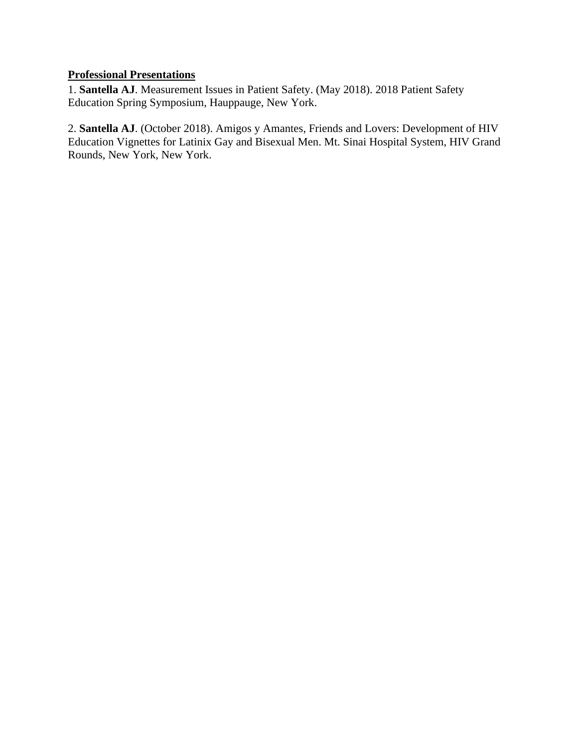**Professional Presentations**

1. **Santella AJ**. Measurement Issues in Patient Safety. (May 2018). 2018 Patient Safety Education Spring Symposium, Hauppauge, New York.

2. **Santella AJ**. (October 2018). Amigos y Amantes, Friends and Lovers: Development of HIV Education Vignettes for Latinix Gay and Bisexual Men. Mt. Sinai Hospital System, HIV Grand Rounds, New York, New York.